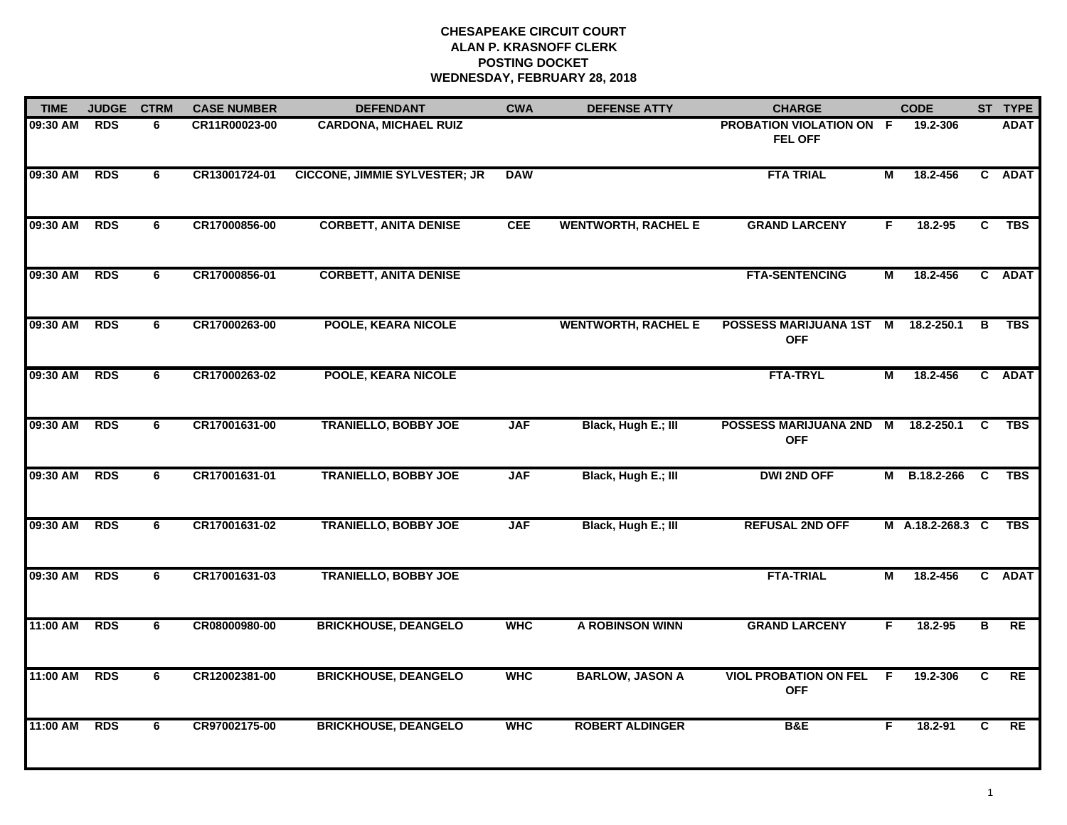# CHESAPEAKE CIRCUIT COURT
## ALAN P. KRASNOFF CLERK
## POSTING DOCKET
## WEDNESDAY, FEBRUARY 28, 2018

| TIME | JUDGE | CTRM | CASE NUMBER | DEFENDANT | CWA | DEFENSE ATTY | CHARGE | | CODE | ST | TYPE |
|---|---|---|---|---|---|---|---|---|---|---|---|
| 09:30 AM | RDS | 6 | CR11R00023-00 | CARDONA, MICHAEL RUIZ | | | PROBATION VIOLATION ON FEL OFF | F | 19.2-306 | | ADAT |
| 09:30 AM | RDS | 6 | CR13001724-01 | CICCONE, JIMMIE SYLVESTER; JR | DAW | | FTA TRIAL | M | 18.2-456 | C | ADAT |
| 09:30 AM | RDS | 6 | CR17000856-00 | CORBETT, ANITA DENISE | CEE | WENTWORTH, RACHEL E | GRAND LARCENY | F | 18.2-95 | C | TBS |
| 09:30 AM | RDS | 6 | CR17000856-01 | CORBETT, ANITA DENISE | | | FTA-SENTENCING | M | 18.2-456 | C | ADAT |
| 09:30 AM | RDS | 6 | CR17000263-00 | POOLE, KEARA NICOLE | | WENTWORTH, RACHEL E | POSSESS MARIJUANA 1ST OFF | M | 18.2-250.1 | B | TBS |
| 09:30 AM | RDS | 6 | CR17000263-02 | POOLE, KEARA NICOLE | | | FTA-TRYL | M | 18.2-456 | C | ADAT |
| 09:30 AM | RDS | 6 | CR17001631-00 | TRANIELLO, BOBBY JOE | JAF | Black, Hugh E.; III | POSSESS MARIJUANA 2ND OFF | M | 18.2-250.1 | C | TBS |
| 09:30 AM | RDS | 6 | CR17001631-01 | TRANIELLO, BOBBY JOE | JAF | Black, Hugh E.; III | DWI 2ND OFF | M | B.18.2-266 | C | TBS |
| 09:30 AM | RDS | 6 | CR17001631-02 | TRANIELLO, BOBBY JOE | JAF | Black, Hugh E.; III | REFUSAL 2ND OFF | M | A.18.2-268.3 | C | TBS |
| 09:30 AM | RDS | 6 | CR17001631-03 | TRANIELLO, BOBBY JOE | | | FTA-TRIAL | M | 18.2-456 | C | ADAT |
| 11:00 AM | RDS | 6 | CR08000980-00 | BRICKHOUSE, DEANGELO | WHC | A ROBINSON WINN | GRAND LARCENY | F | 18.2-95 | B | RE |
| 11:00 AM | RDS | 6 | CR12002381-00 | BRICKHOUSE, DEANGELO | WHC | BARLOW, JASON A | VIOL PROBATION ON FEL OFF | F | 19.2-306 | C | RE |
| 11:00 AM | RDS | 6 | CR97002175-00 | BRICKHOUSE, DEANGELO | WHC | ROBERT ALDINGER | B&E | F | 18.2-91 | C | RE |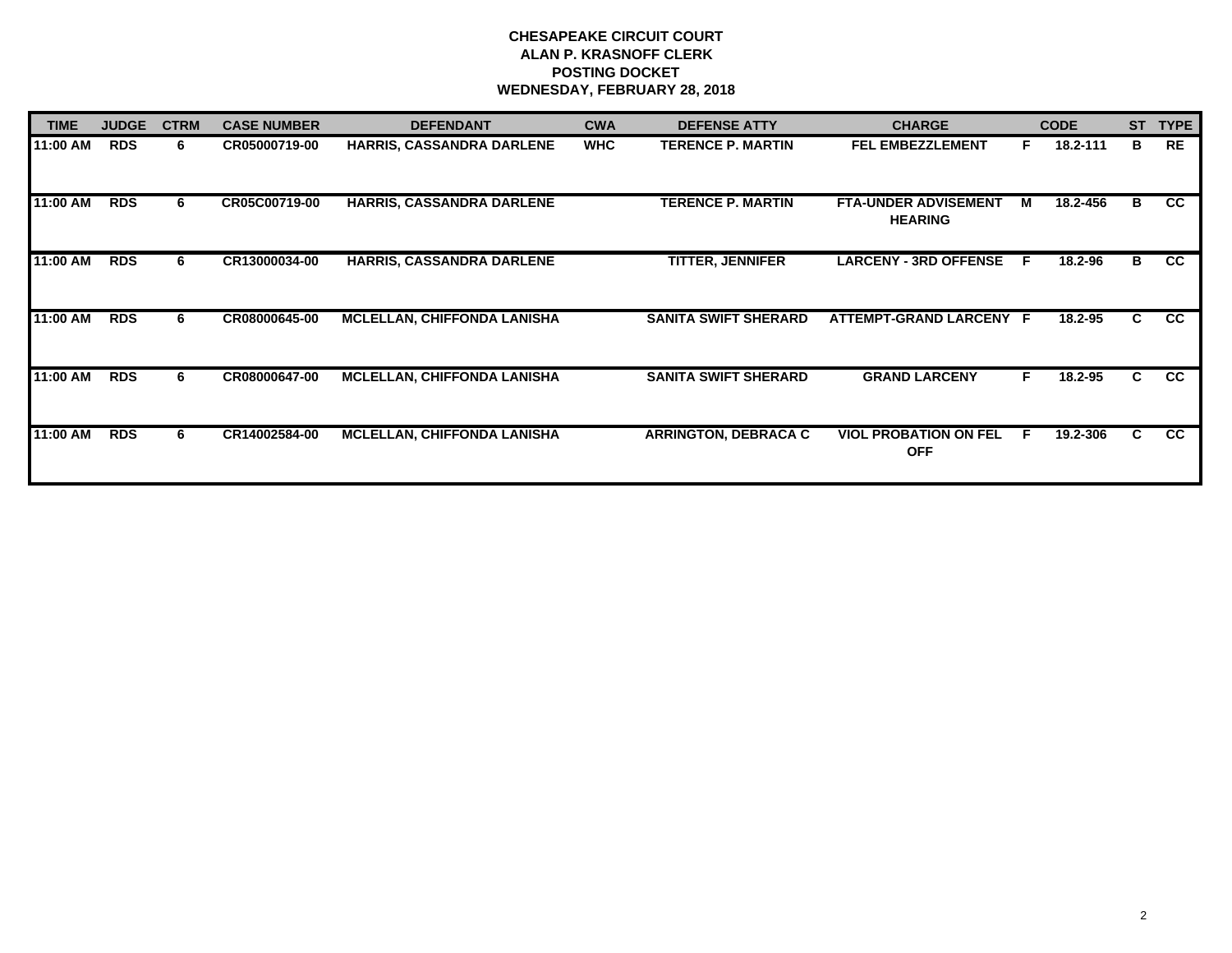**CHESAPEAKE CIRCUIT COURT**
**ALAN P. KRASNOFF CLERK**
**POSTING DOCKET**
**WEDNESDAY, FEBRUARY 28, 2018**

| TIME | JUDGE | CTRM | CASE NUMBER | DEFENDANT | CWA | DEFENSE ATTY | CHARGE | | CODE | ST | TYPE |
|---|---|---|---|---|---|---|---|---|---|---|---|
| 11:00 AM | RDS | 6 | CR05000719-00 | HARRIS, CASSANDRA DARLENE | WHC | TERENCE P. MARTIN | FEL EMBEZZLEMENT | F | 18.2-111 | B | RE |
| 11:00 AM | RDS | 6 | CR05C00719-00 | HARRIS, CASSANDRA DARLENE | | TERENCE P. MARTIN | FTA-UNDER ADVISEMENT HEARING | M | 18.2-456 | B | CC |
| 11:00 AM | RDS | 6 | CR13000034-00 | HARRIS, CASSANDRA DARLENE | | TITTER, JENNIFER | LARCENY - 3RD OFFENSE | F | 18.2-96 | B | CC |
| 11:00 AM | RDS | 6 | CR08000645-00 | MCLELLAN, CHIFFONDA LANISHA | | SANITA SWIFT SHERARD | ATTEMPT-GRAND LARCENY | F | 18.2-95 | C | CC |
| 11:00 AM | RDS | 6 | CR08000647-00 | MCLELLAN, CHIFFONDA LANISHA | | SANITA SWIFT SHERARD | GRAND LARCENY | F | 18.2-95 | C | CC |
| 11:00 AM | RDS | 6 | CR14002584-00 | MCLELLAN, CHIFFONDA LANISHA | | ARRINGTON, DEBRACA C | VIOL PROBATION ON FEL OFF | F | 19.2-306 | C | CC |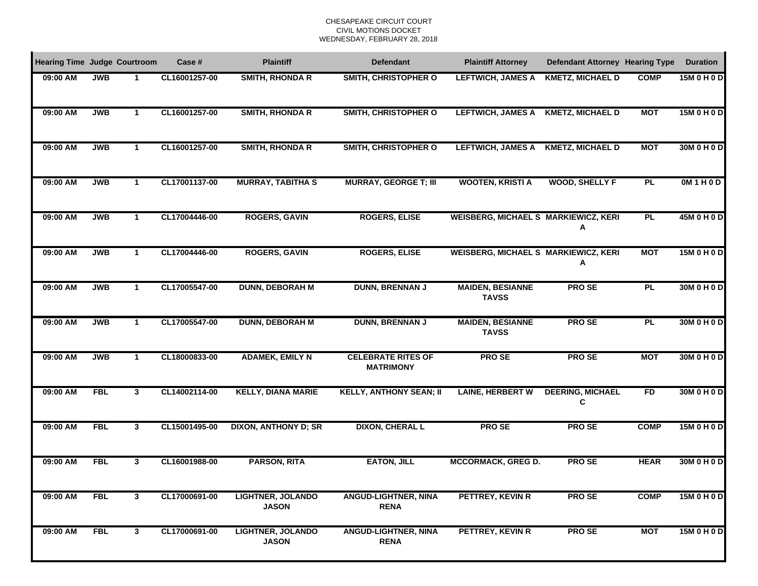CHESAPEAKE CIRCUIT COURT
CIVIL MOTIONS DOCKET
WEDNESDAY, FEBRUARY 28, 2018

| Hearing Time | Judge | Courtroom | Case # | Plaintiff | Defendant | Plaintiff Attorney | Defendant Attorney | Hearing Type | Duration |
|---|---|---|---|---|---|---|---|---|---|
| 09:00 AM | JWB | 1 | CL16001257-00 | SMITH, RHONDA R | SMITH, CHRISTOPHER O | LEFTWICH, JAMES A | KMETZ, MICHAEL D | COMP | 15M 0 H 0 D |
| 09:00 AM | JWB | 1 | CL16001257-00 | SMITH, RHONDA R | SMITH, CHRISTOPHER O | LEFTWICH, JAMES A | KMETZ, MICHAEL D | MOT | 15M 0 H 0 D |
| 09:00 AM | JWB | 1 | CL16001257-00 | SMITH, RHONDA R | SMITH, CHRISTOPHER O | LEFTWICH, JAMES A | KMETZ, MICHAEL D | MOT | 30M 0 H 0 D |
| 09:00 AM | JWB | 1 | CL17001137-00 | MURRAY, TABITHA S | MURRAY, GEORGE T; III | WOOTEN, KRISTI A | WOOD, SHELLY F | PL | 0M 1 H 0 D |
| 09:00 AM | JWB | 1 | CL17004446-00 | ROGERS, GAVIN | ROGERS, ELISE | WEISBERG, MICHAEL S | MARKIEWICZ, KERI A | PL | 45M 0 H 0 D |
| 09:00 AM | JWB | 1 | CL17004446-00 | ROGERS, GAVIN | ROGERS, ELISE | WEISBERG, MICHAEL S | MARKIEWICZ, KERI A | MOT | 15M 0 H 0 D |
| 09:00 AM | JWB | 1 | CL17005547-00 | DUNN, DEBORAH M | DUNN, BRENNAN J | MAIDEN, BESIANNE TAVSS | PRO SE | PL | 30M 0 H 0 D |
| 09:00 AM | JWB | 1 | CL17005547-00 | DUNN, DEBORAH M | DUNN, BRENNAN J | MAIDEN, BESIANNE TAVSS | PRO SE | PL | 30M 0 H 0 D |
| 09:00 AM | JWB | 1 | CL18000833-00 | ADAMEK, EMILY N | CELEBRATE RITES OF MATRIMONY | PRO SE | PRO SE | MOT | 30M 0 H 0 D |
| 09:00 AM | FBL | 3 | CL14002114-00 | KELLY, DIANA MARIE | KELLY, ANTHONY SEAN; II | LAINE, HERBERT W | DEERING, MICHAEL C | FD | 30M 0 H 0 D |
| 09:00 AM | FBL | 3 | CL15001495-00 | DIXON, ANTHONY D; SR | DIXON, CHERAL L | PRO SE | PRO SE | COMP | 15M 0 H 0 D |
| 09:00 AM | FBL | 3 | CL16001988-00 | PARSON, RITA | EATON, JILL | MCCORMACK, GREG D. | PRO SE | HEAR | 30M 0 H 0 D |
| 09:00 AM | FBL | 3 | CL17000691-00 | LIGHTNER, JOLANDO JASON | ANGUD-LIGHTNER, NINA RENA | PETTREY, KEVIN R | PRO SE | COMP | 15M 0 H 0 D |
| 09:00 AM | FBL | 3 | CL17000691-00 | LIGHTNER, JOLANDO JASON | ANGUD-LIGHTNER, NINA RENA | PETTREY, KEVIN R | PRO SE | MOT | 15M 0 H 0 D |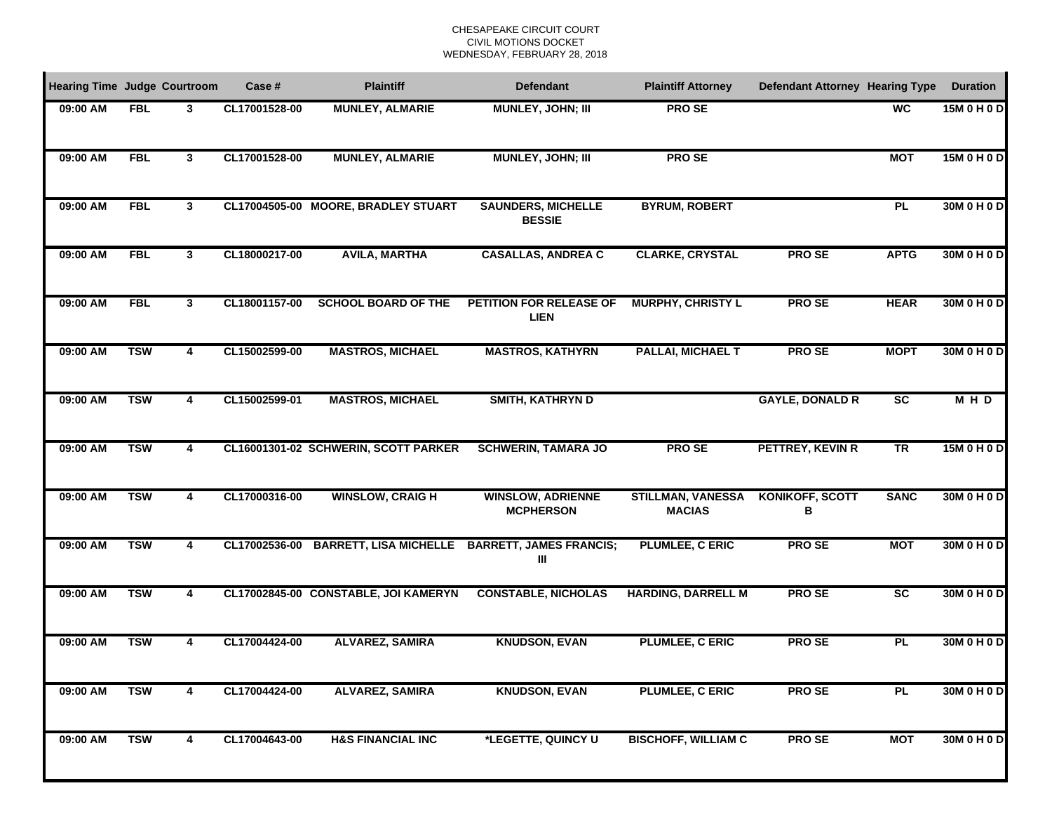CHESAPEAKE CIRCUIT COURT
CIVIL MOTIONS DOCKET
WEDNESDAY, FEBRUARY 28, 2018

| Hearing Time | Judge | Courtroom | Case # | Plaintiff | Defendant | Plaintiff Attorney | Defendant Attorney | Hearing Type | Duration |
|---|---|---|---|---|---|---|---|---|---|
| 09:00 AM | FBL | 3 | CL17001528-00 | MUNLEY, ALMARIE | MUNLEY, JOHN; III | PRO SE | | WC | 15M 0 H 0 D |
| 09:00 AM | FBL | 3 | CL17001528-00 | MUNLEY, ALMARIE | MUNLEY, JOHN; III | PRO SE | | MOT | 15M 0 H 0 D |
| 09:00 AM | FBL | 3 | CL17004505-00 | MOORE, BRADLEY STUART | SAUNDERS, MICHELLE BESSIE | BYRUM, ROBERT | | PL | 30M 0 H 0 D |
| 09:00 AM | FBL | 3 | CL18000217-00 | AVILA, MARTHA | CASALLAS, ANDREA C | CLARKE, CRYSTAL | PRO SE | APTG | 30M 0 H 0 D |
| 09:00 AM | FBL | 3 | CL18001157-00 | SCHOOL BOARD OF THE | PETITION FOR RELEASE OF LIEN | MURPHY, CHRISTY L | PRO SE | HEAR | 30M 0 H 0 D |
| 09:00 AM | TSW | 4 | CL15002599-00 | MASTROS, MICHAEL | MASTROS, KATHYRN | PALLAI, MICHAEL T | PRO SE | MOPT | 30M 0 H 0 D |
| 09:00 AM | TSW | 4 | CL15002599-01 | MASTROS, MICHAEL | SMITH, KATHRYN D | | GAYLE, DONALD R | SC | M H D |
| 09:00 AM | TSW | 4 | CL16001301-02 | SCHWERIN, SCOTT PARKER | SCHWERIN, TAMARA JO | PRO SE | PETTREY, KEVIN R | TR | 15M 0 H 0 D |
| 09:00 AM | TSW | 4 | CL17000316-00 | WINSLOW, CRAIG H | WINSLOW, ADRIENNE MCPHERSON | STILLMAN, VANESSA MACIAS | KONIKOFF, SCOTT B | SANC | 30M 0 H 0 D |
| 09:00 AM | TSW | 4 | CL17002536-00 | BARRETT, LISA MICHELLE | BARRETT, JAMES FRANCIS; III | PLUMLEE, C ERIC | PRO SE | MOT | 30M 0 H 0 D |
| 09:00 AM | TSW | 4 | CL17002845-00 | CONSTABLE, JOI KAMERYN | CONSTABLE, NICHOLAS | HARDING, DARRELL M | PRO SE | SC | 30M 0 H 0 D |
| 09:00 AM | TSW | 4 | CL17004424-00 | ALVAREZ, SAMIRA | KNUDSON, EVAN | PLUMLEE, C ERIC | PRO SE | PL | 30M 0 H 0 D |
| 09:00 AM | TSW | 4 | CL17004424-00 | ALVAREZ, SAMIRA | KNUDSON, EVAN | PLUMLEE, C ERIC | PRO SE | PL | 30M 0 H 0 D |
| 09:00 AM | TSW | 4 | CL17004643-00 | H&S FINANCIAL INC | *LEGETTE, QUINCY U | BISCHOFF, WILLIAM C | PRO SE | MOT | 30M 0 H 0 D |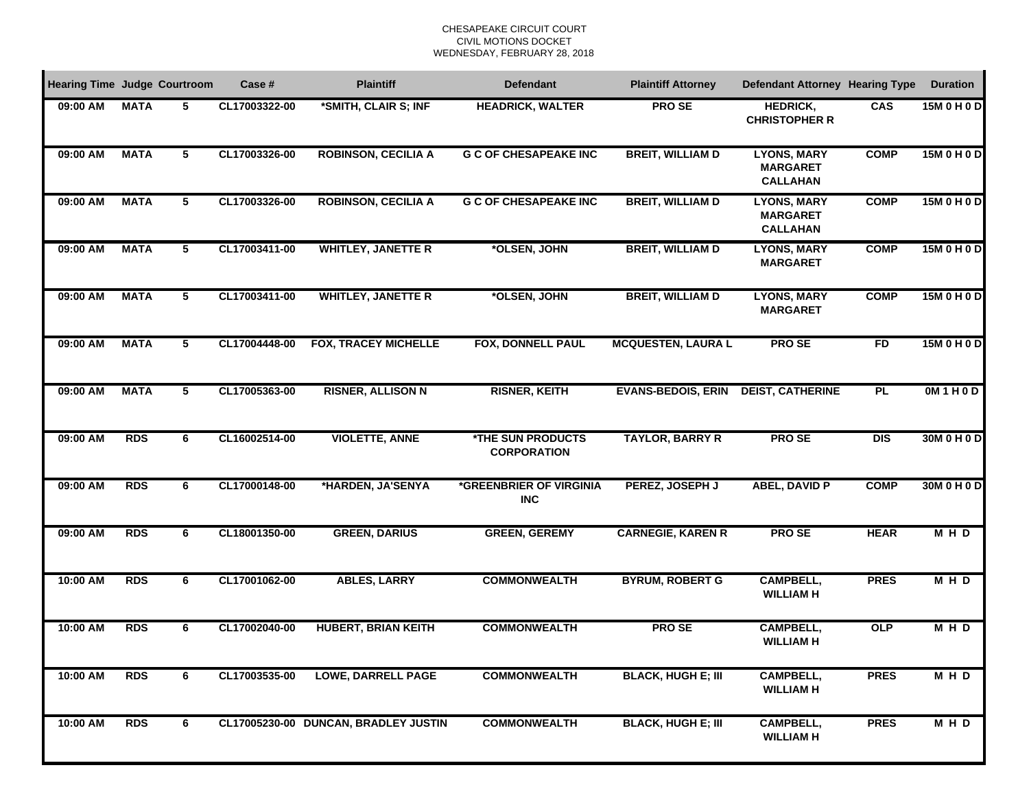CHESAPEAKE CIRCUIT COURT
CIVIL MOTIONS DOCKET
WEDNESDAY, FEBRUARY 28, 2018

| Hearing Time | Judge | Courtroom | Case # | Plaintiff | Defendant | Plaintiff Attorney | Defendant Attorney | Hearing Type | Duration |
|---|---|---|---|---|---|---|---|---|---|
| 09:00 AM | MATA | 5 | CL17003322-00 | *SMITH, CLAIR S; INF | HEADRICK, WALTER | PRO SE | HEDRICK, CHRISTOPHER R | CAS | 15M 0 H 0 D |
| 09:00 AM | MATA | 5 | CL17003326-00 | ROBINSON, CECILIA A | G C OF CHESAPEAKE INC | BREIT, WILLIAM D | LYONS, MARY MARGARET CALLAHAN | COMP | 15M 0 H 0 D |
| 09:00 AM | MATA | 5 | CL17003326-00 | ROBINSON, CECILIA A | G C OF CHESAPEAKE INC | BREIT, WILLIAM D | LYONS, MARY MARGARET CALLAHAN | COMP | 15M 0 H 0 D |
| 09:00 AM | MATA | 5 | CL17003411-00 | WHITLEY, JANETTE R | *OLSEN, JOHN | BREIT, WILLIAM D | LYONS, MARY MARGARET | COMP | 15M 0 H 0 D |
| 09:00 AM | MATA | 5 | CL17003411-00 | WHITLEY, JANETTE R | *OLSEN, JOHN | BREIT, WILLIAM D | LYONS, MARY MARGARET | COMP | 15M 0 H 0 D |
| 09:00 AM | MATA | 5 | CL17004448-00 | FOX, TRACEY MICHELLE | FOX, DONNELL PAUL | MCQUESTEN, LAURA L | PRO SE | FD | 15M 0 H 0 D |
| 09:00 AM | MATA | 5 | CL17005363-00 | RISNER, ALLISON N | RISNER, KEITH | EVANS-BEDOIS, ERIN | DEIST, CATHERINE | PL | 0M 1 H 0 D |
| 09:00 AM | RDS | 6 | CL16002514-00 | VIOLETTE, ANNE | *THE SUN PRODUCTS CORPORATION | TAYLOR, BARRY R | PRO SE | DIS | 30M 0 H 0 D |
| 09:00 AM | RDS | 6 | CL17000148-00 | *HARDEN, JA'SENYA | *GREENBRIER OF VIRGINIA INC | PEREZ, JOSEPH J | ABEL, DAVID P | COMP | 30M 0 H 0 D |
| 09:00 AM | RDS | 6 | CL18001350-00 | GREEN, DARIUS | GREEN, GEREMY | CARNEGIE, KAREN R | PRO SE | HEAR | M H D |
| 10:00 AM | RDS | 6 | CL17001062-00 | ABLES, LARRY | COMMONWEALTH | BYRUM, ROBERT G | CAMPBELL, WILLIAM H | PRES | M H D |
| 10:00 AM | RDS | 6 | CL17002040-00 | HUBERT, BRIAN KEITH | COMMONWEALTH | PRO SE | CAMPBELL, WILLIAM H | OLP | M H D |
| 10:00 AM | RDS | 6 | CL17003535-00 | LOWE, DARRELL PAGE | COMMONWEALTH | BLACK, HUGH E; III | CAMPBELL, WILLIAM H | PRES | M H D |
| 10:00 AM | RDS | 6 | CL17005230-00 | DUNCAN, BRADLEY JUSTIN | COMMONWEALTH | BLACK, HUGH E; III | CAMPBELL, WILLIAM H | PRES | M H D |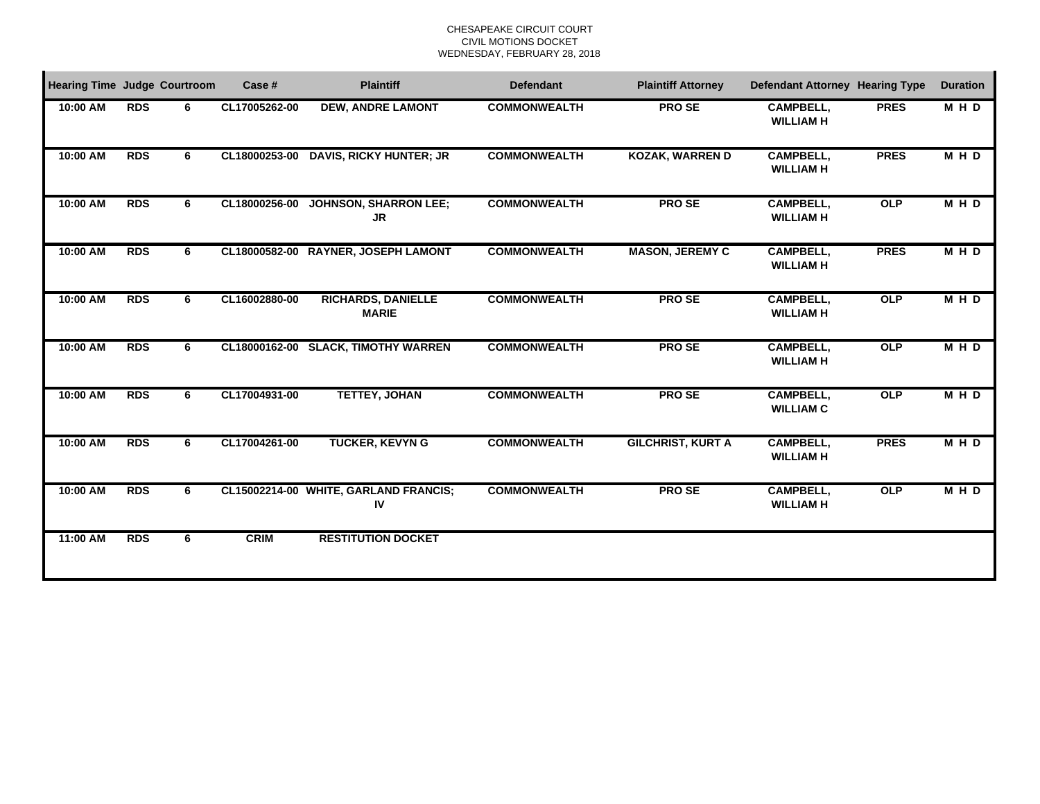CHESAPEAKE CIRCUIT COURT
CIVIL MOTIONS DOCKET
WEDNESDAY, FEBRUARY 28, 2018

| Hearing Time | Judge | Courtroom | Case # | Plaintiff | Defendant | Plaintiff Attorney | Defendant Attorney | Hearing Type | Duration |
|---|---|---|---|---|---|---|---|---|---|
| 10:00 AM | RDS | 6 | CL17005262-00 | DEW, ANDRE LAMONT | COMMONWEALTH | PRO SE | CAMPBELL, WILLIAM H | PRES | M H D |
| 10:00 AM | RDS | 6 | CL18000253-00 | DAVIS, RICKY HUNTER; JR | COMMONWEALTH | KOZAK, WARREN D | CAMPBELL, WILLIAM H | PRES | M H D |
| 10:00 AM | RDS | 6 | CL18000256-00 | JOHNSON, SHARRON LEE; JR | COMMONWEALTH | PRO SE | CAMPBELL, WILLIAM H | OLP | M H D |
| 10:00 AM | RDS | 6 | CL18000582-00 | RAYNER, JOSEPH LAMONT | COMMONWEALTH | MASON, JEREMY C | CAMPBELL, WILLIAM H | PRES | M H D |
| 10:00 AM | RDS | 6 | CL16002880-00 | RICHARDS, DANIELLE MARIE | COMMONWEALTH | PRO SE | CAMPBELL, WILLIAM H | OLP | M H D |
| 10:00 AM | RDS | 6 | CL18000162-00 | SLACK, TIMOTHY WARREN | COMMONWEALTH | PRO SE | CAMPBELL, WILLIAM H | OLP | M H D |
| 10:00 AM | RDS | 6 | CL17004931-00 | TETTEY, JOHAN | COMMONWEALTH | PRO SE | CAMPBELL, WILLIAM C | OLP | M H D |
| 10:00 AM | RDS | 6 | CL17004261-00 | TUCKER, KEVYN G | COMMONWEALTH | GILCHRIST, KURT A | CAMPBELL, WILLIAM H | PRES | M H D |
| 10:00 AM | RDS | 6 | CL15002214-00 | WHITE, GARLAND FRANCIS; IV | COMMONWEALTH | PRO SE | CAMPBELL, WILLIAM H | OLP | M H D |
| 11:00 AM | RDS | 6 | CRIM | RESTITUTION DOCKET | | | | | |